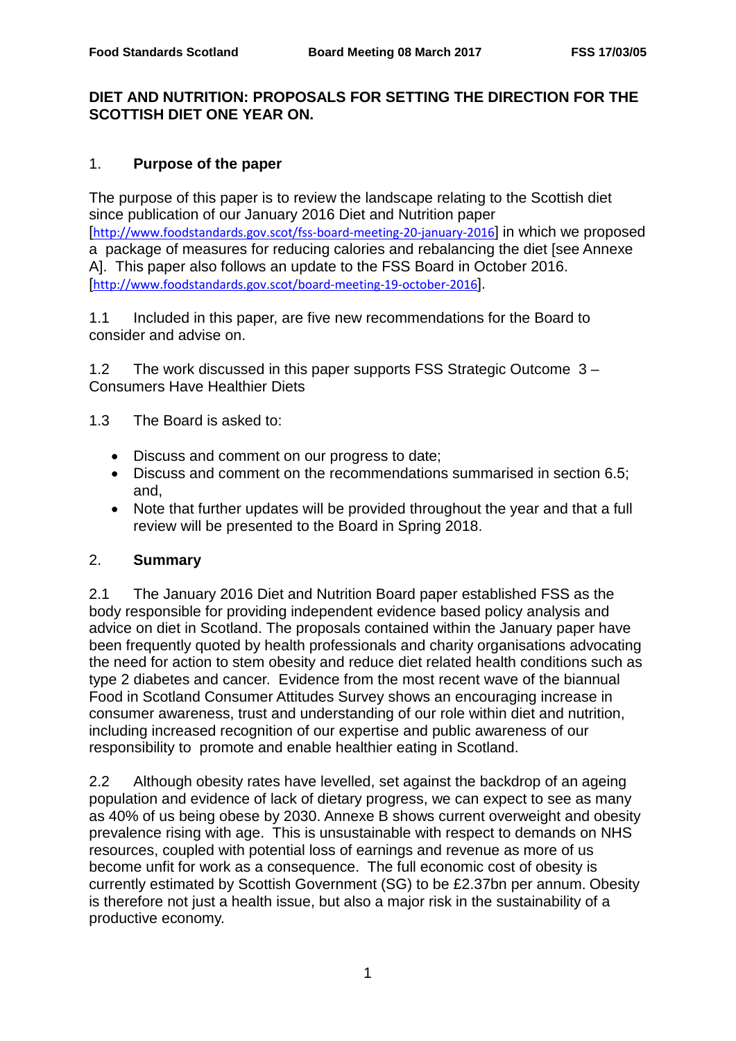# DIET AND NUTRITION: PROPOSALS FOR SETTING THE DIRECTION FOR THE SCOTTISH DIET ONE YEAR ON.

## 1. Purpose of the paper

The purpose of this paper is to review the landscape relating to the Scottish diet since publication of our January 2016 Diet and Nutrition paper [http://www.foodstandards.gov.scot/fss-board-meeting-20-january-2016] in which we proposed a package of measures for reducing calories and rebalancing the diet [see Annexe A]. This paper also follows an update to the FSS Board in October 2016. [http://www.foodstandards.gov.scot/board-meeting-19-october-2016].

1.1 Included in this paper, are five new recommendations for the Board to consider and advise on.

1.2 The work discussed in this paper supports FSS Strategic Outcome 3 – Consumers Have Healthier Diets

1.3 The Board is asked to:

- Discuss and comment on our progress to date;
- Discuss and comment on the recommendations summarised in section 6.5; and,
- Note that further updates will be provided throughout the year and that a full review will be presented to the Board in Spring 2018.

## 2. Summary

2.1 The January 2016 Diet and Nutrition Board paper established FSS as the body responsible for providing independent evidence based policy analysis and advice on diet in Scotland. The proposals contained within the January paper have been frequently quoted by health professionals and charity organisations advocating the need for action to stem obesity and reduce diet related health conditions such as type 2 diabetes and cancer. Evidence from the most recent wave of the biannual Food in Scotland Consumer Attitudes Survey shows an encouraging increase in consumer awareness, trust and understanding of our role within diet and nutrition, including increased recognition of our expertise and public awareness of our responsibility to promote and enable healthier eating in Scotland.

2.2 Although obesity rates have levelled, set against the backdrop of an ageing population and evidence of lack of dietary progress, we can expect to see as many as 40% of us being obese by 2030. Annexe B shows current overweight and obesity prevalence rising with age. This is unsustainable with respect to demands on NHS resources, coupled with potential loss of earnings and revenue as more of us become unfit for work as a consequence. The full economic cost of obesity is currently estimated by Scottish Government (SG) to be £2.37bn per annum. Obesity is therefore not just a health issue, but also a major risk in the sustainability of a productive economy.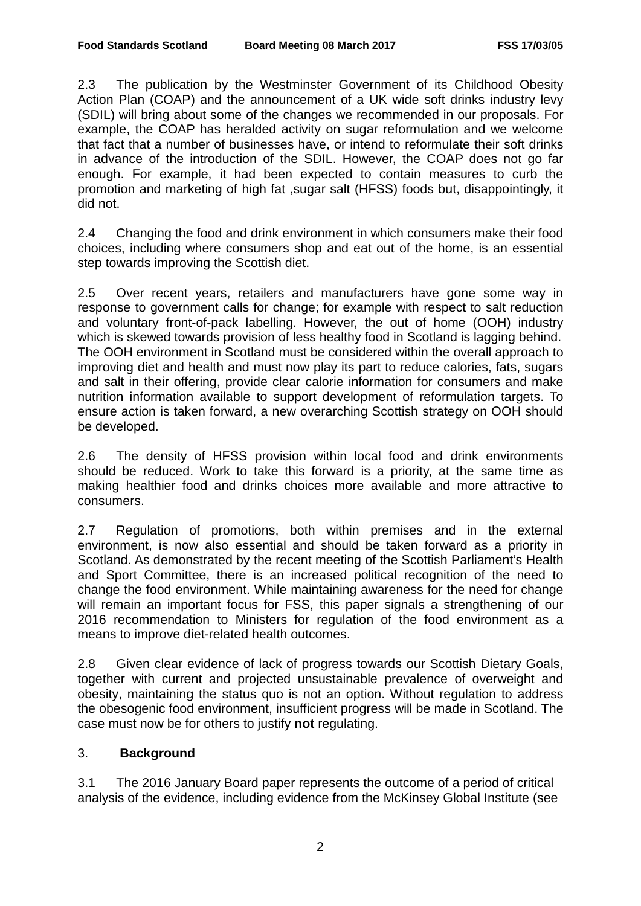2.3 The publication by the Westminster Government of its Childhood Obesity Action Plan (COAP) and the announcement of a UK wide soft drinks industry levy (SDIL) will bring about some of the changes we recommended in our proposals. For example, the COAP has heralded activity on sugar reformulation and we welcome that fact that a number of businesses have, or intend to reformulate their soft drinks in advance of the introduction of the SDIL. However, the COAP does not go far enough. For example, it had been expected to contain measures to curb the promotion and marketing of high fat ,sugar salt (HFSS) foods but, disappointingly, it did not.

2.4 Changing the food and drink environment in which consumers make their food choices, including where consumers shop and eat out of the home, is an essential step towards improving the Scottish diet.

2.5 Over recent years, retailers and manufacturers have gone some way in response to government calls for change; for example with respect to salt reduction and voluntary front-of-pack labelling. However, the out of home (OOH) industry which is skewed towards provision of less healthy food in Scotland is lagging behind. The OOH environment in Scotland must be considered within the overall approach to improving diet and health and must now play its part to reduce calories, fats, sugars and salt in their offering, provide clear calorie information for consumers and make nutrition information available to support development of reformulation targets. To ensure action is taken forward, a new overarching Scottish strategy on OOH should be developed.

2.6 The density of HFSS provision within local food and drink environments should be reduced. Work to take this forward is a priority, at the same time as making healthier food and drinks choices more available and more attractive to consumers.

2.7 Regulation of promotions, both within premises and in the external environment, is now also essential and should be taken forward as a priority in Scotland. As demonstrated by the recent meeting of the Scottish Parliament's Health and Sport Committee, there is an increased political recognition of the need to change the food environment. While maintaining awareness for the need for change will remain an important focus for FSS, this paper signals a strengthening of our 2016 recommendation to Ministers for regulation of the food environment as a means to improve diet-related health outcomes.

2.8 Given clear evidence of lack of progress towards our Scottish Dietary Goals, together with current and projected unsustainable prevalence of overweight and obesity, maintaining the status quo is not an option. Without regulation to address the obesogenic food environment, insufficient progress will be made in Scotland. The case must now be for others to justify **not** regulating.

## 3. **Background**

3.1 The 2016 January Board paper represents the outcome of a period of critical analysis of the evidence, including evidence from the McKinsey Global Institute (see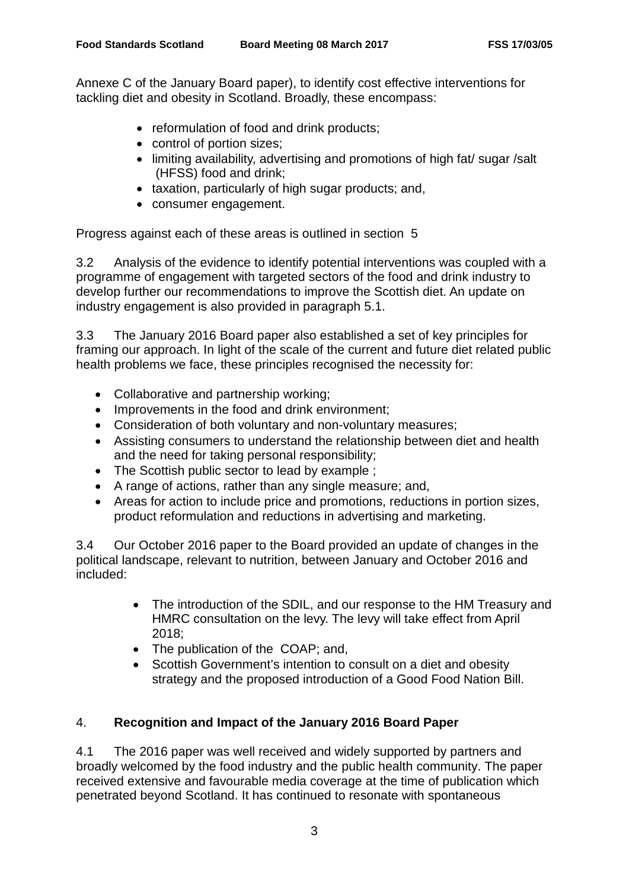Annexe C of the January Board paper), to identify cost effective interventions for tackling diet and obesity in Scotland. Broadly, these encompass:

- reformulation of food and drink products;
- control of portion sizes;
- limiting availability, advertising and promotions of high fat/ sugar /salt (HFSS) food and drink;
- taxation, particularly of high sugar products; and,
- consumer engagement.

Progress against each of these areas is outlined in section 5

3.2 Analysis of the evidence to identify potential interventions was coupled with a programme of engagement with targeted sectors of the food and drink industry to develop further our recommendations to improve the Scottish diet. An update on industry engagement is also provided in paragraph 5.1.

3.3 The January 2016 Board paper also established a set of key principles for framing our approach. In light of the scale of the current and future diet related public health problems we face, these principles recognised the necessity for:

- Collaborative and partnership working;
- Improvements in the food and drink environment;
- Consideration of both voluntary and non-voluntary measures;
- Assisting consumers to understand the relationship between diet and health and the need for taking personal responsibility;
- The Scottish public sector to lead by example ;
- A range of actions, rather than any single measure; and,
- Areas for action to include price and promotions, reductions in portion sizes, product reformulation and reductions in advertising and marketing.

3.4 Our October 2016 paper to the Board provided an update of changes in the political landscape, relevant to nutrition, between January and October 2016 and included:

- The introduction of the SDIL, and our response to the HM Treasury and HMRC consultation on the levy. The levy will take effect from April 2018;
- The publication of the COAP; and,
- Scottish Government's intention to consult on a diet and obesity strategy and the proposed introduction of a Good Food Nation Bill.

## 4. Recognition and Impact of the January 2016 Board Paper

4.1 The 2016 paper was well received and widely supported by partners and broadly welcomed by the food industry and the public health community. The paper received extensive and favourable media coverage at the time of publication which penetrated beyond Scotland. It has continued to resonate with spontaneous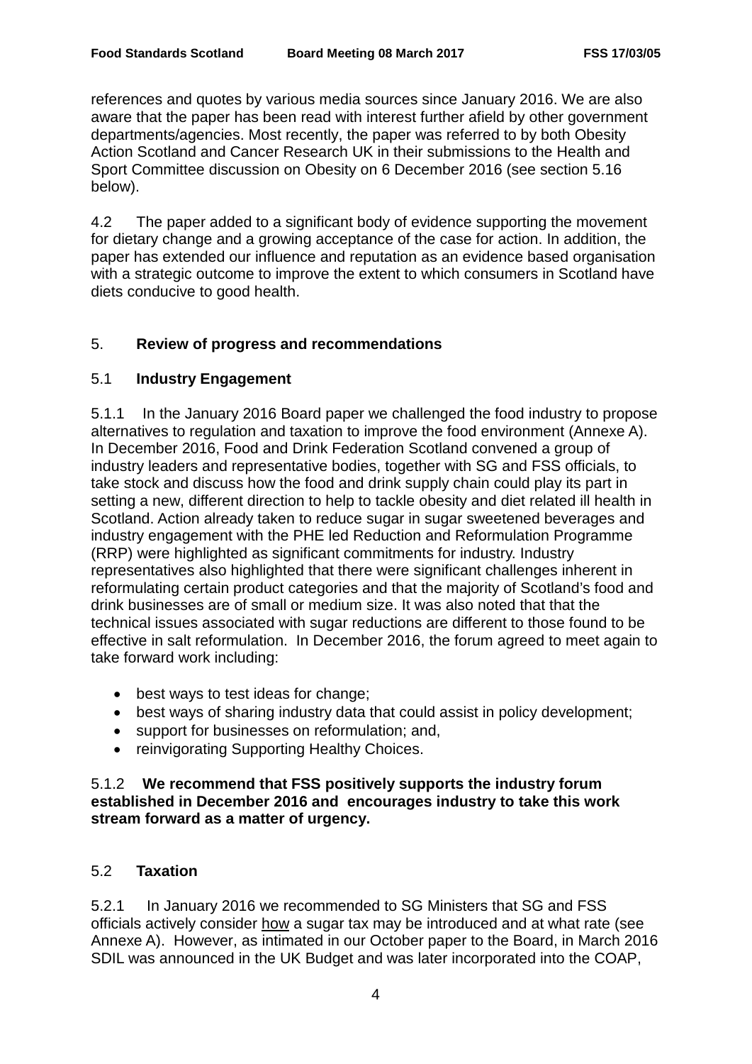references and quotes by various media sources since January 2016. We are also aware that the paper has been read with interest further afield by other government departments/agencies. Most recently, the paper was referred to by both Obesity Action Scotland and Cancer Research UK in their submissions to the Health and Sport Committee discussion on Obesity on 6 December 2016 (see section 5.16 below).

4.2 The paper added to a significant body of evidence supporting the movement for dietary change and a growing acceptance of the case for action. In addition, the paper has extended our influence and reputation as an evidence based organisation with a strategic outcome to improve the extent to which consumers in Scotland have diets conducive to good health.

## 5. Review of progress and recommendations

### 5.1 Industry Engagement

5.1.1 In the January 2016 Board paper we challenged the food industry to propose alternatives to regulation and taxation to improve the food environment (Annexe A). In December 2016, Food and Drink Federation Scotland convened a group of industry leaders and representative bodies, together with SG and FSS officials, to take stock and discuss how the food and drink supply chain could play its part in setting a new, different direction to help to tackle obesity and diet related ill health in Scotland. Action already taken to reduce sugar in sugar sweetened beverages and industry engagement with the PHE led Reduction and Reformulation Programme (RRP) were highlighted as significant commitments for industry. Industry representatives also highlighted that there were significant challenges inherent in reformulating certain product categories and that the majority of Scotland's food and drink businesses are of small or medium size. It was also noted that that the technical issues associated with sugar reductions are different to those found to be effective in salt reformulation. In December 2016, the forum agreed to meet again to take forward work including:

- best ways to test ideas for change;
- best ways of sharing industry data that could assist in policy development;
- support for businesses on reformulation; and,
- reinvigorating Supporting Healthy Choices.

5.1.2 **We recommend that FSS positively supports the industry forum established in December 2016 and encourages industry to take this work stream forward as a matter of urgency.**

### 5.2 Taxation

5.2.1 In January 2016 we recommended to SG Ministers that SG and FSS officials actively consider <u>how</u> a sugar tax may be introduced and at what rate (see Annexe A). However, as intimated in our October paper to the Board, in March 2016 SDIL was announced in the UK Budget and was later incorporated into the COAP,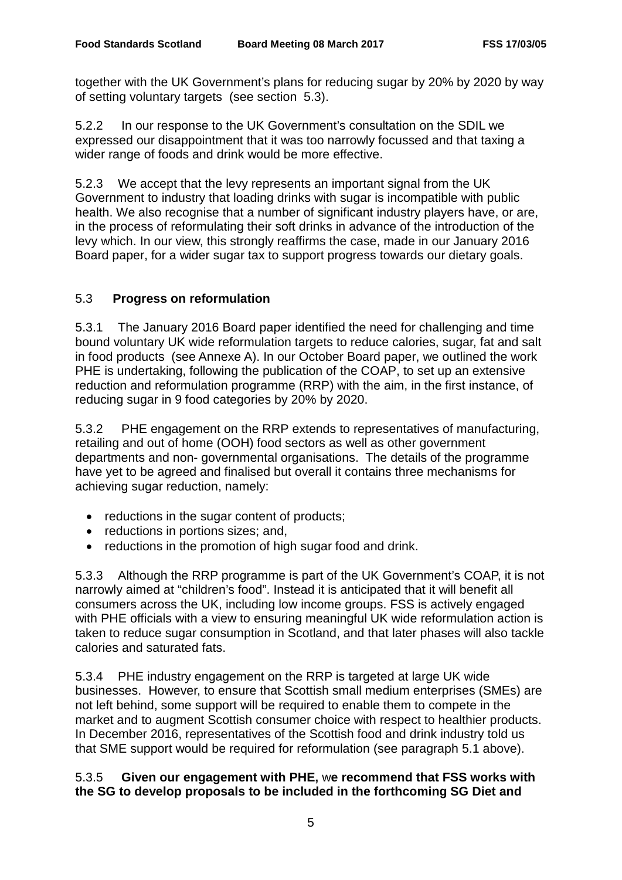together with the UK Government's plans for reducing sugar by 20% by 2020 by way of setting voluntary targets (see section 5.3).

5.2.2 In our response to the UK Government's consultation on the SDIL we expressed our disappointment that it was too narrowly focussed and that taxing a wider range of foods and drink would be more effective.

5.2.3 We accept that the levy represents an important signal from the UK Government to industry that loading drinks with sugar is incompatible with public health. We also recognise that a number of significant industry players have, or are, in the process of reformulating their soft drinks in advance of the introduction of the levy which. In our view, this strongly reaffirms the case, made in our January 2016 Board paper, for a wider sugar tax to support progress towards our dietary goals.

## 5.3 **Progress on reformulation**

5.3.1 The January 2016 Board paper identified the need for challenging and time bound voluntary UK wide reformulation targets to reduce calories, sugar, fat and salt in food products (see Annexe A). In our October Board paper, we outlined the work PHE is undertaking, following the publication of the COAP, to set up an extensive reduction and reformulation programme (RRP) with the aim, in the first instance, of reducing sugar in 9 food categories by 20% by 2020.

5.3.2 PHE engagement on the RRP extends to representatives of manufacturing, retailing and out of home (OOH) food sectors as well as other government departments and non- governmental organisations. The details of the programme have yet to be agreed and finalised but overall it contains three mechanisms for achieving sugar reduction, namely:

- reductions in the sugar content of products;
- reductions in portions sizes; and,
- reductions in the promotion of high sugar food and drink.

5.3.3 Although the RRP programme is part of the UK Government's COAP, it is not narrowly aimed at "children's food". Instead it is anticipated that it will benefit all consumers across the UK, including low income groups. FSS is actively engaged with PHE officials with a view to ensuring meaningful UK wide reformulation action is taken to reduce sugar consumption in Scotland, and that later phases will also tackle calories and saturated fats.

5.3.4 PHE industry engagement on the RRP is targeted at large UK wide businesses. However, to ensure that Scottish small medium enterprises (SMEs) are not left behind, some support will be required to enable them to compete in the market and to augment Scottish consumer choice with respect to healthier products. In December 2016, representatives of the Scottish food and drink industry told us that SME support would be required for reformulation (see paragraph 5.1 above).

5.3.5 **Given our engagement with PHE,** w**e recommend that FSS works with the SG to develop proposals to be included in the forthcoming SG Diet and**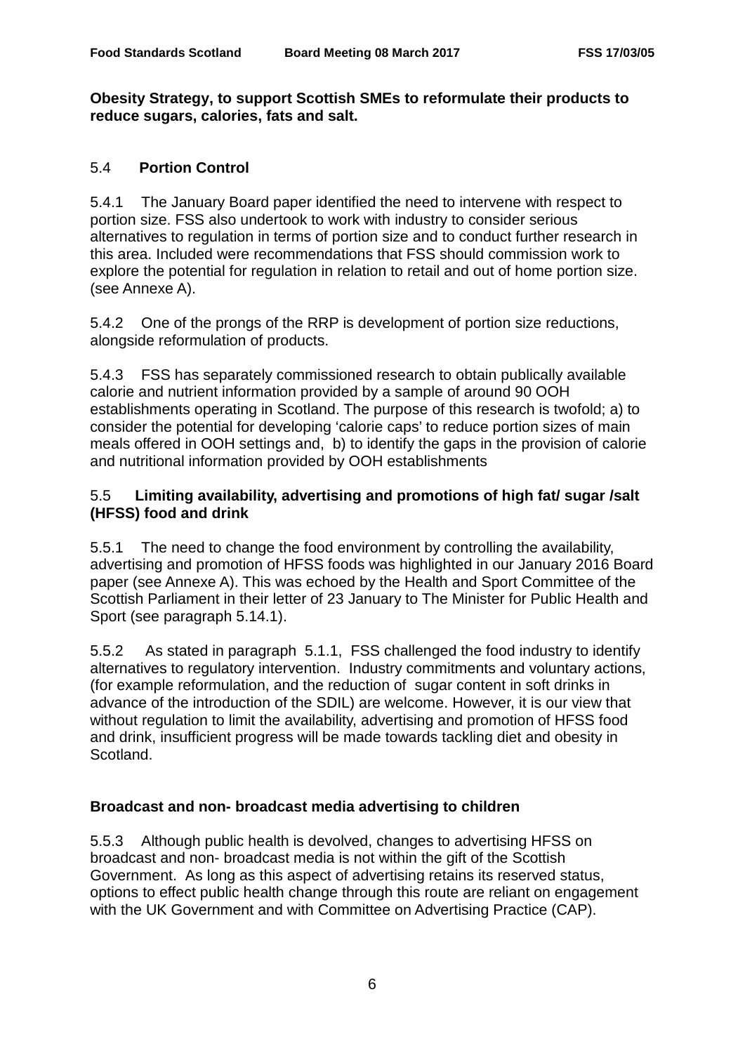**Obesity Strategy, to support Scottish SMEs to reformulate their products to reduce sugars, calories, fats and salt.**

### 5.4 Portion Control

5.4.1 The January Board paper identified the need to intervene with respect to portion size. FSS also undertook to work with industry to consider serious alternatives to regulation in terms of portion size and to conduct further research in this area. Included were recommendations that FSS should commission work to explore the potential for regulation in relation to retail and out of home portion size. (see Annexe A).

5.4.2 One of the prongs of the RRP is development of portion size reductions, alongside reformulation of products.

5.4.3 FSS has separately commissioned research to obtain publically available calorie and nutrient information provided by a sample of around 90 OOH establishments operating in Scotland. The purpose of this research is twofold; a) to consider the potential for developing ‘calorie caps’ to reduce portion sizes of main meals offered in OOH settings and, b) to identify the gaps in the provision of calorie and nutritional information provided by OOH establishments

### 5.5 Limiting availability, advertising and promotions of high fat/ sugar /salt (HFSS) food and drink

5.5.1 The need to change the food environment by controlling the availability, advertising and promotion of HFSS foods was highlighted in our January 2016 Board paper (see Annexe A). This was echoed by the Health and Sport Committee of the Scottish Parliament in their letter of 23 January to The Minister for Public Health and Sport (see paragraph 5.14.1).

5.5.2 As stated in paragraph 5.1.1, FSS challenged the food industry to identify alternatives to regulatory intervention. Industry commitments and voluntary actions, (for example reformulation, and the reduction of sugar content in soft drinks in advance of the introduction of the SDIL) are welcome. However, it is our view that without regulation to limit the availability, advertising and promotion of HFSS food and drink, insufficient progress will be made towards tackling diet and obesity in Scotland.

**Broadcast and non- broadcast media advertising to children**

5.5.3 Although public health is devolved, changes to advertising HFSS on broadcast and non- broadcast media is not within the gift of the Scottish Government. As long as this aspect of advertising retains its reserved status, options to effect public health change through this route are reliant on engagement with the UK Government and with Committee on Advertising Practice (CAP).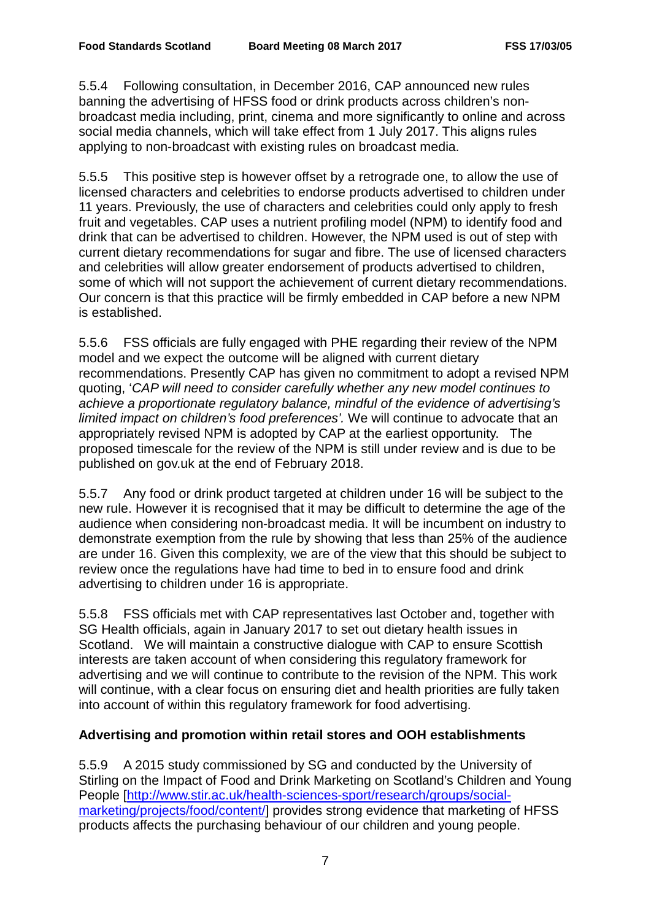5.5.4 Following consultation, in December 2016, CAP announced new rules banning the advertising of HFSS food or drink products across children's non-broadcast media including, print, cinema and more significantly to online and across social media channels, which will take effect from 1 July 2017. This aligns rules applying to non-broadcast with existing rules on broadcast media.

5.5.5 This positive step is however offset by a retrograde one, to allow the use of licensed characters and celebrities to endorse products advertised to children under 11 years. Previously, the use of characters and celebrities could only apply to fresh fruit and vegetables. CAP uses a nutrient profiling model (NPM) to identify food and drink that can be advertised to children. However, the NPM used is out of step with current dietary recommendations for sugar and fibre. The use of licensed characters and celebrities will allow greater endorsement of products advertised to children, some of which will not support the achievement of current dietary recommendations. Our concern is that this practice will be firmly embedded in CAP before a new NPM is established.

5.5.6 FSS officials are fully engaged with PHE regarding their review of the NPM model and we expect the outcome will be aligned with current dietary recommendations. Presently CAP has given no commitment to adopt a revised NPM quoting, '*CAP will need to consider carefully whether any new model continues to achieve a proportionate regulatory balance, mindful of the evidence of advertising's limited impact on children's food preferences'.* We will continue to advocate that an appropriately revised NPM is adopted by CAP at the earliest opportunity. The proposed timescale for the review of the NPM is still under review and is due to be published on gov.uk at the end of February 2018.

5.5.7 Any food or drink product targeted at children under 16 will be subject to the new rule. However it is recognised that it may be difficult to determine the age of the audience when considering non-broadcast media. It will be incumbent on industry to demonstrate exemption from the rule by showing that less than 25% of the audience are under 16. Given this complexity, we are of the view that this should be subject to review once the regulations have had time to bed in to ensure food and drink advertising to children under 16 is appropriate.

5.5.8 FSS officials met with CAP representatives last October and, together with SG Health officials, again in January 2017 to set out dietary health issues in Scotland. We will maintain a constructive dialogue with CAP to ensure Scottish interests are taken account of when considering this regulatory framework for advertising and we will continue to contribute to the revision of the NPM. This work will continue, with a clear focus on ensuring diet and health priorities are fully taken into account of within this regulatory framework for food advertising.

**Advertising and promotion within retail stores and OOH establishments**

5.5.9 A 2015 study commissioned by SG and conducted by the University of Stirling on the Impact of Food and Drink Marketing on Scotland's Children and Young People [http://www.stir.ac.uk/health-sciences-sport/research/groups/social-marketing/projects/food/content/] provides strong evidence that marketing of HFSS products affects the purchasing behaviour of our children and young people.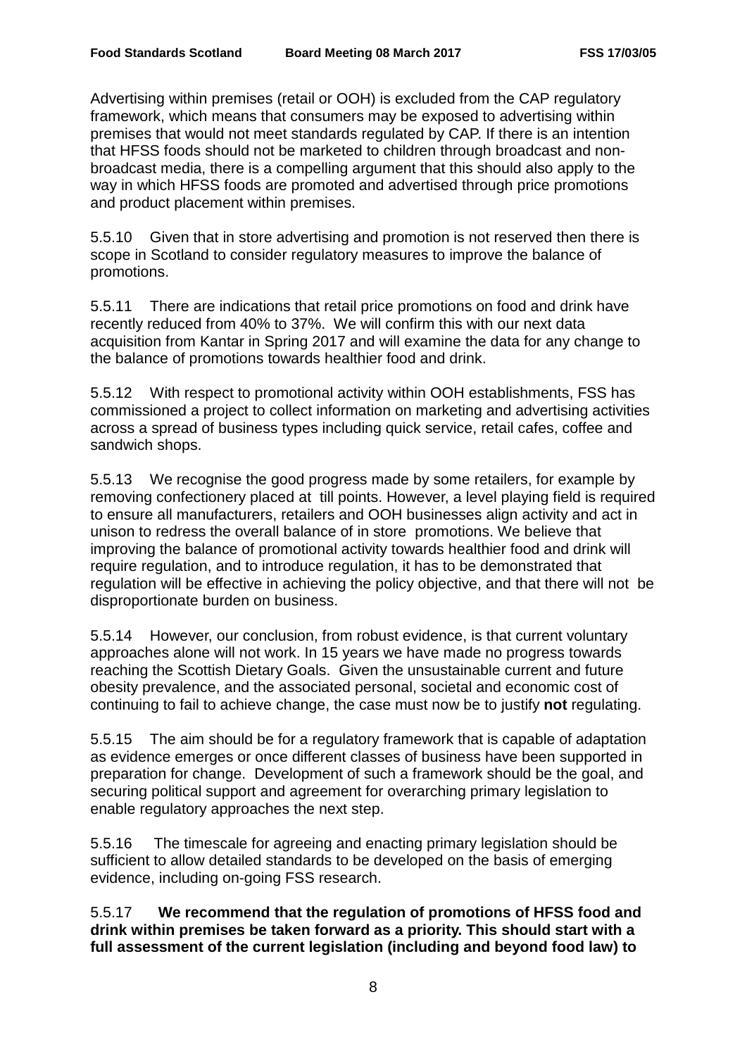Advertising within premises (retail or OOH) is excluded from the CAP regulatory framework, which means that consumers may be exposed to advertising within premises that would not meet standards regulated by CAP. If there is an intention that HFSS foods should not be marketed to children through broadcast and non-broadcast media, there is a compelling argument that this should also apply to the way in which HFSS foods are promoted and advertised through price promotions and product placement within premises.

5.5.10 Given that in store advertising and promotion is not reserved then there is scope in Scotland to consider regulatory measures to improve the balance of promotions.

5.5.11 There are indications that retail price promotions on food and drink have recently reduced from 40% to 37%. We will confirm this with our next data acquisition from Kantar in Spring 2017 and will examine the data for any change to the balance of promotions towards healthier food and drink.

5.5.12 With respect to promotional activity within OOH establishments, FSS has commissioned a project to collect information on marketing and advertising activities across a spread of business types including quick service, retail cafes, coffee and sandwich shops.

5.5.13 We recognise the good progress made by some retailers, for example by removing confectionery placed at till points. However, a level playing field is required to ensure all manufacturers, retailers and OOH businesses align activity and act in unison to redress the overall balance of in store promotions. We believe that improving the balance of promotional activity towards healthier food and drink will require regulation, and to introduce regulation, it has to be demonstrated that regulation will be effective in achieving the policy objective, and that there will not be disproportionate burden on business.

5.5.14 However, our conclusion, from robust evidence, is that current voluntary approaches alone will not work. In 15 years we have made no progress towards reaching the Scottish Dietary Goals. Given the unsustainable current and future obesity prevalence, and the associated personal, societal and economic cost of continuing to fail to achieve change, the case must now be to justify **not** regulating.

5.5.15 The aim should be for a regulatory framework that is capable of adaptation as evidence emerges or once different classes of business have been supported in preparation for change. Development of such a framework should be the goal, and securing political support and agreement for overarching primary legislation to enable regulatory approaches the next step.

5.5.16 The timescale for agreeing and enacting primary legislation should be sufficient to allow detailed standards to be developed on the basis of emerging evidence, including on-going FSS research.

5.5.17 **We recommend that the regulation of promotions of HFSS food and drink within premises be taken forward as a priority. This should start with a full assessment of the current legislation (including and beyond food law) to**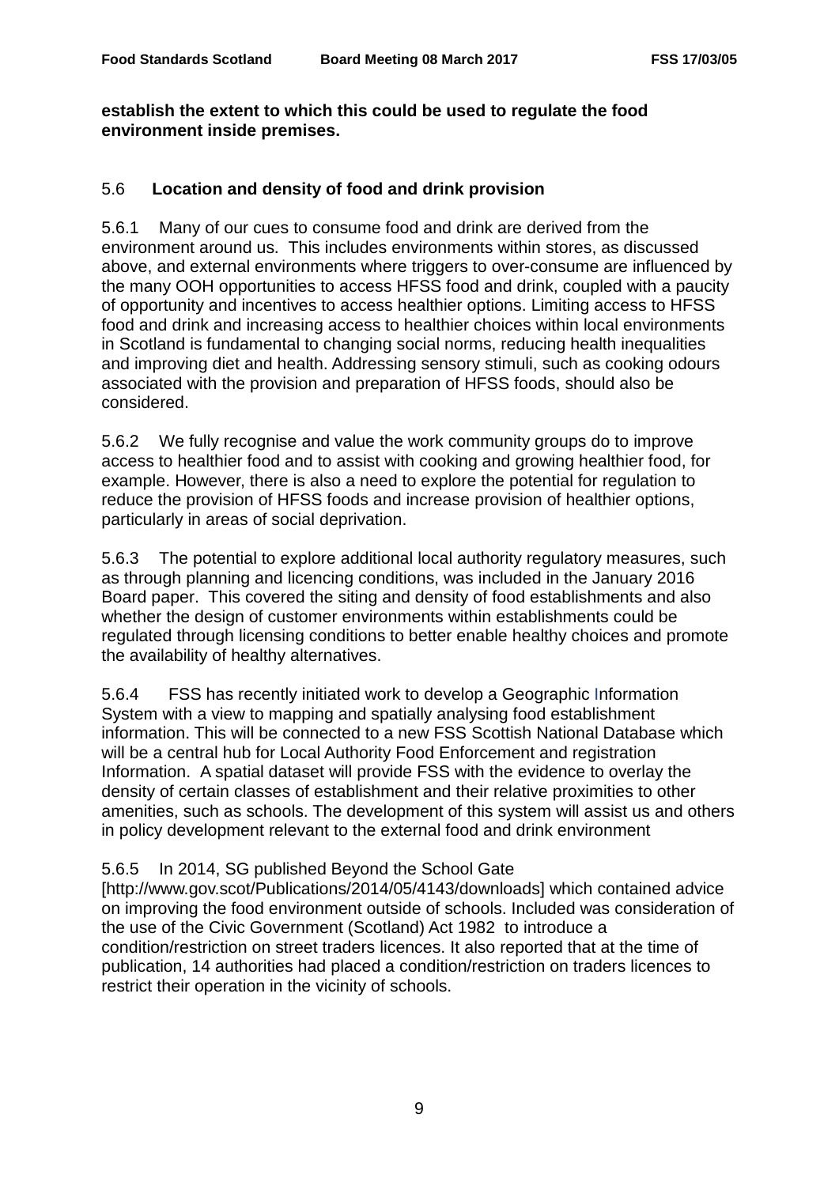**establish the extent to which this could be used to regulate the food environment inside premises.**

### 5.6 Location and density of food and drink provision

5.6.1 Many of our cues to consume food and drink are derived from the environment around us. This includes environments within stores, as discussed above, and external environments where triggers to over-consume are influenced by the many OOH opportunities to access HFSS food and drink, coupled with a paucity of opportunity and incentives to access healthier options. Limiting access to HFSS food and drink and increasing access to healthier choices within local environments in Scotland is fundamental to changing social norms, reducing health inequalities and improving diet and health. Addressing sensory stimuli, such as cooking odours associated with the provision and preparation of HFSS foods, should also be considered.

5.6.2 We fully recognise and value the work community groups do to improve access to healthier food and to assist with cooking and growing healthier food, for example. However, there is also a need to explore the potential for regulation to reduce the provision of HFSS foods and increase provision of healthier options, particularly in areas of social deprivation.

5.6.3 The potential to explore additional local authority regulatory measures, such as through planning and licencing conditions, was included in the January 2016 Board paper. This covered the siting and density of food establishments and also whether the design of customer environments within establishments could be regulated through licensing conditions to better enable healthy choices and promote the availability of healthier alternatives.

5.6.4 FSS has recently initiated work to develop a Geographic Information System with a view to mapping and spatially analysing food establishment information. This will be connected to a new FSS Scottish National Database which will be a central hub for Local Authority Food Enforcement and registration Information. A spatial dataset will provide FSS with the evidence to overlay the density of certain classes of establishment and their relative proximities to other amenities, such as schools. The development of this system will assist us and others in policy development relevant to the external food and drink environment

5.6.5 In 2014, SG published Beyond the School Gate [http://www.gov.scot/Publications/2014/05/4143/downloads] which contained advice on improving the food environment outside of schools. Included was consideration of the use of the Civic Government (Scotland) Act 1982 to introduce a condition/restriction on street traders licences. It also reported that at the time of publication, 14 authorities had placed a condition/restriction on traders licences to restrict their operation in the vicinity of schools.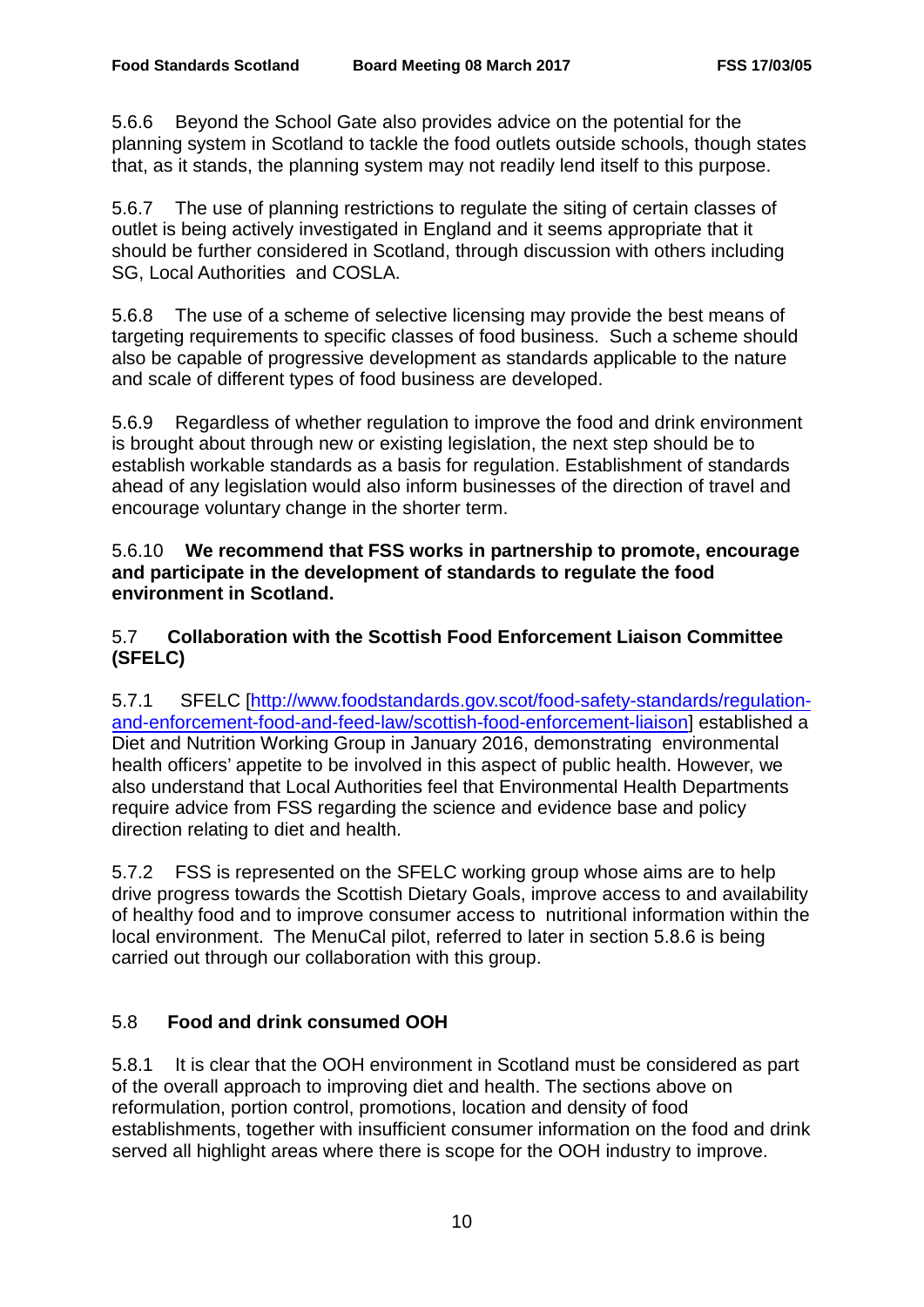5.6.6 Beyond the School Gate also provides advice on the potential for the planning system in Scotland to tackle the food outlets outside schools, though states that, as it stands, the planning system may not readily lend itself to this purpose.

5.6.7 The use of planning restrictions to regulate the siting of certain classes of outlet is being actively investigated in England and it seems appropriate that it should be further considered in Scotland, through discussion with others including SG, Local Authorities and COSLA.

5.6.8 The use of a scheme of selective licensing may provide the best means of targeting requirements to specific classes of food business. Such a scheme should also be capable of progressive development as standards applicable to the nature and scale of different types of food business are developed.

5.6.9 Regardless of whether regulation to improve the food and drink environment is brought about through new or existing legislation, the next step should be to establish workable standards as a basis for regulation. Establishment of standards ahead of any legislation would also inform businesses of the direction of travel and encourage voluntary change in the shorter term.

5.6.10 **We recommend that FSS works in partnership to promote, encourage and participate in the development of standards to regulate the food environment in Scotland.**

### 5.7 Collaboration with the Scottish Food Enforcement Liaison Committee (SFELC)

5.7.1 SFELC [http://www.foodstandards.gov.scot/food-safety-standards/regulation-and-enforcement-food-and-feed-law/scottish-food-enforcement-liaison] established a Diet and Nutrition Working Group in January 2016, demonstrating environmental health officers' appetite to be involved in this aspect of public health. However, we also understand that Local Authorities feel that Environmental Health Departments require advice from FSS regarding the science and evidence base and policy direction relating to diet and health.

5.7.2 FSS is represented on the SFELC working group whose aims are to help drive progress towards the Scottish Dietary Goals, improve access to and availability of healthy food and to improve consumer access to nutritional information within the local environment. The MenuCal pilot, referred to later in section 5.8.6 is being carried out through our collaboration with this group.

### 5.8 Food and drink consumed OOH

5.8.1 It is clear that the OOH environment in Scotland must be considered as part of the overall approach to improving diet and health. The sections above on reformulation, portion control, promotions, location and density of food establishments, together with insufficient consumer information on the food and drink served all highlight areas where there is scope for the OOH industry to improve.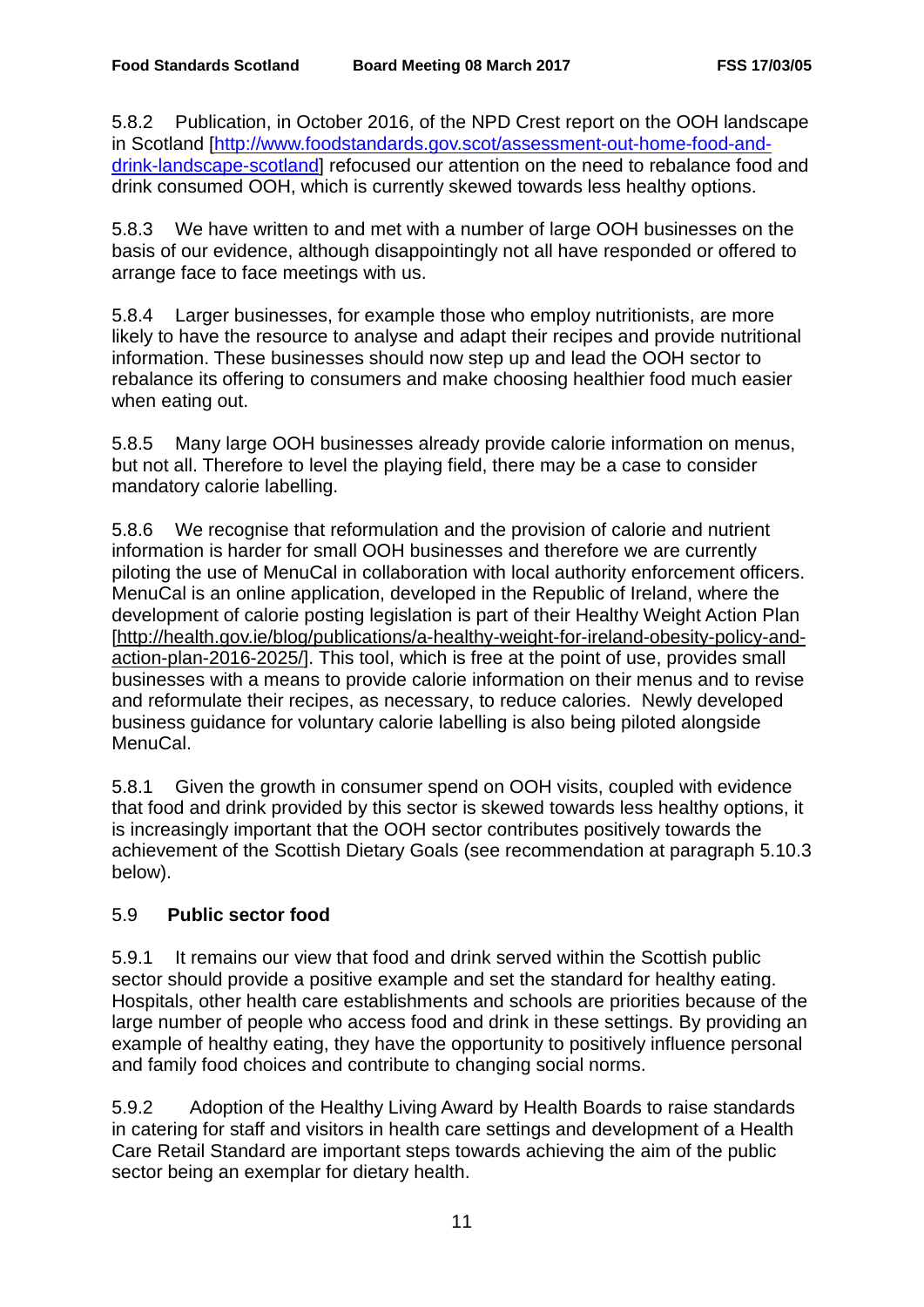5.8.2 Publication, in October 2016, of the NPD Crest report on the OOH landscape in Scotland [http://www.foodstandards.gov.scot/assessment-out-home-food-and-drink-landscape-scotland] refocused our attention on the need to rebalance food and drink consumed OOH, which is currently skewed towards less healthy options.

5.8.3 We have written to and met with a number of large OOH businesses on the basis of our evidence, although disappointingly not all have responded or offered to arrange face to face meetings with us.

5.8.4 Larger businesses, for example those who employ nutritionists, are more likely to have the resource to analyse and adapt their recipes and provide nutritional information. These businesses should now step up and lead the OOH sector to rebalance its offering to consumers and make choosing healthier food much easier when eating out.

5.8.5 Many large OOH businesses already provide calorie information on menus, but not all. Therefore to level the playing field, there may be a case to consider mandatory calorie labelling.

5.8.6 We recognise that reformulation and the provision of calorie and nutrient information is harder for small OOH businesses and therefore we are currently piloting the use of MenuCal in collaboration with local authority enforcement officers. MenuCal is an online application, developed in the Republic of Ireland, where the development of calorie posting legislation is part of their Healthy Weight Action Plan [http://health.gov.ie/blog/publications/a-healthy-weight-for-ireland-obesity-policy-and-action-plan-2016-2025/]. This tool, which is free at the point of use, provides small businesses with a means to provide calorie information on their menus and to revise and reformulate their recipes, as necessary, to reduce calories. Newly developed business guidance for voluntary calorie labelling is also being piloted alongside MenuCal.

5.8.1 Given the growth in consumer spend on OOH visits, coupled with evidence that food and drink provided by this sector is skewed towards less healthy options, it is increasingly important that the OOH sector contributes positively towards the achievement of the Scottish Dietary Goals (see recommendation at paragraph 5.10.3 below).

## 5.9 **Public sector food**

5.9.1 It remains our view that food and drink served within the Scottish public sector should provide a positive example and set the standard for healthy eating. Hospitals, other health care establishments and schools are priorities because of the large number of people who access food and drink in these settings. By providing an example of healthy eating, they have the opportunity to positively influence personal and family food choices and contribute to changing social norms.

5.9.2 Adoption of the Healthy Living Award by Health Boards to raise standards in catering for staff and visitors in health care settings and development of a Health Care Retail Standard are important steps towards achieving the aim of the public sector being an exemplar for dietary health.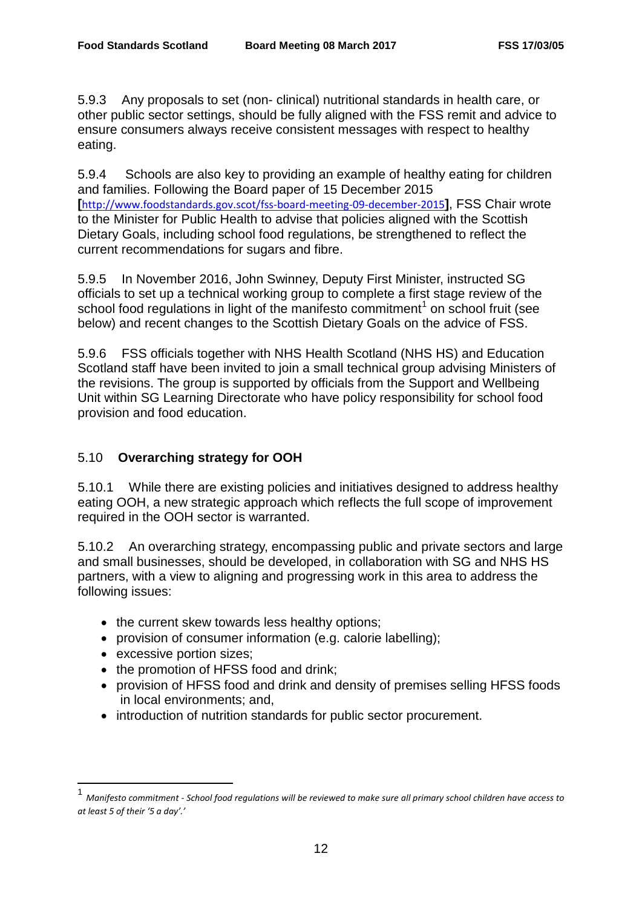5.9.3 Any proposals to set (non- clinical) nutritional standards in health care, or other public sector settings, should be fully aligned with the FSS remit and advice to ensure consumers always receive consistent messages with respect to healthy eating.

5.9.4 Schools are also key to providing an example of healthy eating for children and families. Following the Board paper of 15 December 2015 [http://www.foodstandards.gov.scot/fss-board-meeting-09-december-2015], FSS Chair wrote to the Minister for Public Health to advise that policies aligned with the Scottish Dietary Goals, including school food regulations, be strengthened to reflect the current recommendations for sugars and fibre.

5.9.5 In November 2016, John Swinney, Deputy First Minister, instructed SG officials to set up a technical working group to complete a first stage review of the school food regulations in light of the manifesto commitment[1] on school fruit (see below) and recent changes to the Scottish Dietary Goals on the advice of FSS.

5.9.6 FSS officials together with NHS Health Scotland (NHS HS) and Education Scotland staff have been invited to join a small technical group advising Ministers of the revisions. The group is supported by officials from the Support and Wellbeing Unit within SG Learning Directorate who have policy responsibility for school food provision and food education.

## 5.10 **Overarching strategy for OOH**

5.10.1 While there are existing policies and initiatives designed to address healthy eating OOH, a new strategic approach which reflects the full scope of improvement required in the OOH sector is warranted.

5.10.2 An overarching strategy, encompassing public and private sectors and large and small businesses, should be developed, in collaboration with SG and NHS HS partners, with a view to aligning and progressing work in this area to address the following issues:

- the current skew towards less healthy options;
- provision of consumer information (e.g. calorie labelling);
- excessive portion sizes;
- the promotion of HFSS food and drink;
- provision of HFSS food and drink and density of premises selling HFSS foods in local environments; and,
- introduction of nutrition standards for public sector procurement.

[1] *Manifesto commitment - School food regulations will be reviewed to make sure all primary school children have access to at least 5 of their '5 a day'.'*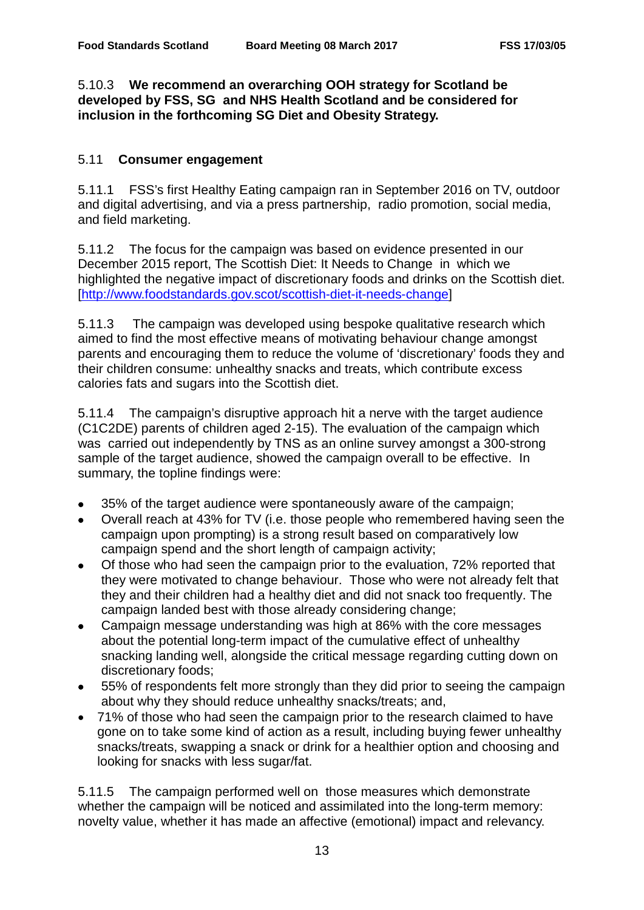5.10.3 **We recommend an overarching OOH strategy for Scotland be developed by FSS, SG and NHS Health Scotland and be considered for inclusion in the forthcoming SG Diet and Obesity Strategy.**

5.11 **Consumer engagement**

5.11.1 FSS's first Healthy Eating campaign ran in September 2016 on TV, outdoor and digital advertising, and via a press partnership, radio promotion, social media, and field marketing.

5.11.2 The focus for the campaign was based on evidence presented in our December 2015 report, The Scottish Diet: It Needs to Change in which we highlighted the negative impact of discretionary foods and drinks on the Scottish diet. [http://www.foodstandards.gov.scot/scottish-diet-it-needs-change]

5.11.3 The campaign was developed using bespoke qualitative research which aimed to find the most effective means of motivating behaviour change amongst parents and encouraging them to reduce the volume of 'discretionary' foods they and their children consume: unhealthy snacks and treats, which contribute excess calories fats and sugars into the Scottish diet.

5.11.4 The campaign's disruptive approach hit a nerve with the target audience (C1C2DE) parents of children aged 2-15). The evaluation of the campaign which was carried out independently by TNS as an online survey amongst a 300-strong sample of the target audience, showed the campaign overall to be effective. In summary, the topline findings were:

- 35% of the target audience were spontaneously aware of the campaign;
- Overall reach at 43% for TV (i.e. those people who remembered having seen the campaign upon prompting) is a strong result based on comparatively low campaign spend and the short length of campaign activity;
- Of those who had seen the campaign prior to the evaluation, 72% reported that they were motivated to change behaviour. Those who were not already felt that they and their children had a healthy diet and did not snack too frequently. The campaign landed best with those already considering change;
- Campaign message understanding was high at 86% with the core messages about the potential long-term impact of the cumulative effect of unhealthy snacking landing well, alongside the critical message regarding cutting down on discretionary foods;
- 55% of respondents felt more strongly than they did prior to seeing the campaign about why they should reduce unhealthy snacks/treats; and,
- 71% of those who had seen the campaign prior to the research claimed to have gone on to take some kind of action as a result, including buying fewer unhealthy snacks/treats, swapping a snack or drink for a healthier option and choosing and looking for snacks with less sugar/fat.

5.11.5 The campaign performed well on those measures which demonstrate whether the campaign will be noticed and assimilated into the long-term memory: novelty value, whether it has made an affective (emotional) impact and relevancy.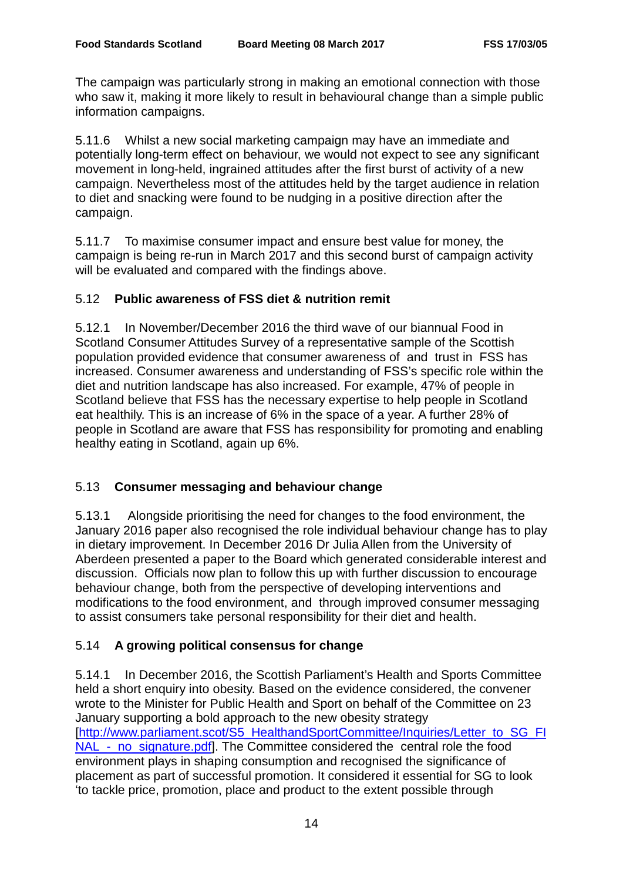The campaign was particularly strong in making an emotional connection with those who saw it, making it more likely to result in behavioural change than a simple public information campaigns.

5.11.6 Whilst a new social marketing campaign may have an immediate and potentially long-term effect on behaviour, we would not expect to see any significant movement in long-held, ingrained attitudes after the first burst of activity of a new campaign. Nevertheless most of the attitudes held by the target audience in relation to diet and snacking were found to be nudging in a positive direction after the campaign.

5.11.7 To maximise consumer impact and ensure best value for money, the campaign is being re-run in March 2017 and this second burst of campaign activity will be evaluated and compared with the findings above.

### 5.12 **Public awareness of FSS diet & nutrition remit**

5.12.1 In November/December 2016 the third wave of our biannual Food in Scotland Consumer Attitudes Survey of a representative sample of the Scottish population provided evidence that consumer awareness of and trust in FSS has increased. Consumer awareness and understanding of FSS's specific role within the diet and nutrition landscape has also increased. For example, 47% of people in Scotland believe that FSS has the necessary expertise to help people in Scotland eat healthily. This is an increase of 6% in the space of a year. A further 28% of people in Scotland are aware that FSS has responsibility for promoting and enabling healthy eating in Scotland, again up 6%.

### 5.13 **Consumer messaging and behaviour change**

5.13.1 Alongside prioritising the need for changes to the food environment, the January 2016 paper also recognised the role individual behaviour change has to play in dietary improvement. In December 2016 Dr Julia Allen from the University of Aberdeen presented a paper to the Board which generated considerable interest and discussion. Officials now plan to follow this up with further discussion to encourage behaviour change, both from the perspective of developing interventions and modifications to the food environment, and through improved consumer messaging to assist consumers take personal responsibility for their diet and health.

### 5.14 **A growing political consensus for change**

5.14.1 In December 2016, the Scottish Parliament's Health and Sports Committee held a short enquiry into obesity. Based on the evidence considered, the convener wrote to the Minister for Public Health and Sport on behalf of the Committee on 23 January supporting a bold approach to the new obesity strategy [http://www.parliament.scot/S5_HealthandSportCommittee/Inquiries/Letter_to_SG_FINAL_-_no_signature.pdf]. The Committee considered the central role the food environment plays in shaping consumption and recognised the significance of placement as part of successful promotion. It considered it essential for SG to look 'to tackle price, promotion, place and product to the extent possible through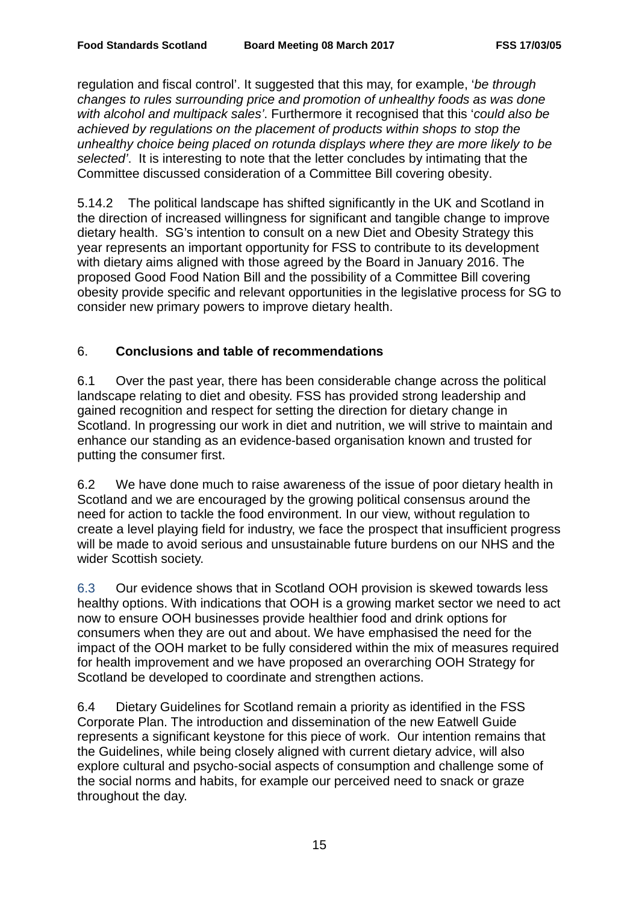regulation and fiscal control'. It suggested that this may, for example, '*be through changes to rules surrounding price and promotion of unhealthy foods as was done with alcohol and multipack sales'*. Furthermore it recognised that this '*could also be achieved by regulations on the placement of products within shops to stop the unhealthy choice being placed on rotunda displays where they are more likely to be selected'*. It is interesting to note that the letter concludes by intimating that the Committee discussed consideration of a Committee Bill covering obesity.

5.14.2 The political landscape has shifted significantly in the UK and Scotland in the direction of increased willingness for significant and tangible change to improve dietary health. SG's intention to consult on a new Diet and Obesity Strategy this year represents an important opportunity for FSS to contribute to its development with dietary aims aligned with those agreed by the Board in January 2016. The proposed Good Food Nation Bill and the possibility of a Committee Bill covering obesity provide specific and relevant opportunities in the legislative process for SG to consider new primary powers to improve dietary health.

## 6. **Conclusions and table of recommendations**

6.1 Over the past year, there has been considerable change across the political landscape relating to diet and obesity. FSS has provided strong leadership and gained recognition and respect for setting the direction for dietary change in Scotland. In progressing our work in diet and nutrition, we will strive to maintain and enhance our standing as an evidence-based organisation known and trusted for putting the consumer first.

6.2 We have done much to raise awareness of the issue of poor dietary health in Scotland and we are encouraged by the growing political consensus around the need for action to tackle the food environment. In our view, without regulation to create a level playing field for industry, we face the prospect that insufficient progress will be made to avoid serious and unsustainable future burdens on our NHS and the wider Scottish society.

6.3 Our evidence shows that in Scotland OOH provision is skewed towards less healthy options. With indications that OOH is a growing market sector we need to act now to ensure OOH businesses provide healthier food and drink options for consumers when they are out and about. We have emphasised the need for the impact of the OOH market to be fully considered within the mix of measures required for health improvement and we have proposed an overarching OOH Strategy for Scotland be developed to coordinate and strengthen actions.

6.4 Dietary Guidelines for Scotland remain a priority as identified in the FSS Corporate Plan. The introduction and dissemination of the new Eatwell Guide represents a significant keystone for this piece of work. Our intention remains that the Guidelines, while being closely aligned with current dietary advice, will also explore cultural and psycho-social aspects of consumption and challenge some of the social norms and habits, for example our perceived need to snack or graze throughout the day.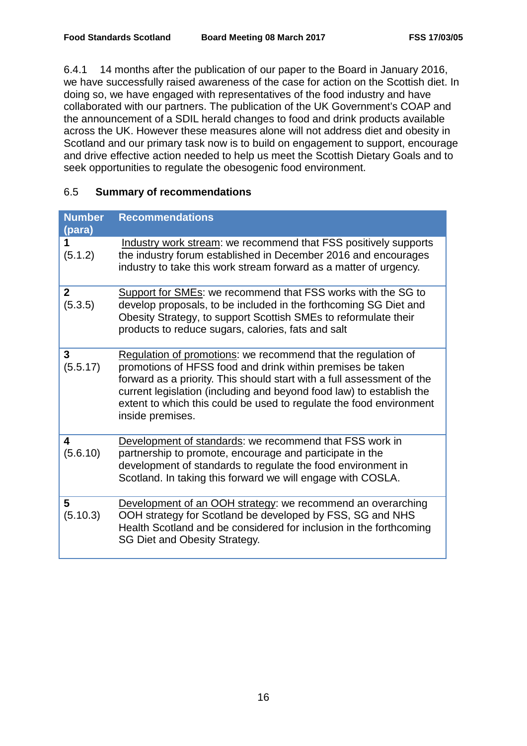6.4.1 14 months after the publication of our paper to the Board in January 2016, we have successfully raised awareness of the case for action on the Scottish diet. In doing so, we have engaged with representatives of the food industry and have collaborated with our partners. The publication of the UK Government's COAP and the announcement of a SDIL herald changes to food and drink products available across the UK. However these measures alone will not address diet and obesity in Scotland and our primary task now is to build on engagement to support, encourage and drive effective action needed to help us meet the Scottish Dietary Goals and to seek opportunities to regulate the obesogenic food environment.

## 6.5 Summary of recommendations

| Number (para) | Recommendations |
| --- | --- |
| **1** (5.1.2) | Industry work stream: we recommend that FSS positively supports the industry forum established in December 2016 and encourages industry to take this work stream forward as a matter of urgency. |
| **2** (5.3.5) | Support for SMEs: we recommend that FSS works with the SG to develop proposals, to be included in the forthcoming SG Diet and Obesity Strategy, to support Scottish SMEs to reformulate their products to reduce sugars, calories, fats and salt |
| **3** (5.5.17) | Regulation of promotions: we recommend that the regulation of promotions of HFSS food and drink within premises be taken forward as a priority. This should start with a full assessment of the current legislation (including and beyond food law) to establish the extent to which this could be used to regulate the food environment inside premises. |
| **4** (5.6.10) | Development of standards: we recommend that FSS work in partnership to promote, encourage and participate in the development of standards to regulate the food environment in Scotland. In taking this forward we will engage with COSLA. |
| **5** (5.10.3) | Development of an OOH strategy: we recommend an overarching OOH strategy for Scotland be developed by FSS, SG and NHS Health Scotland and be considered for inclusion in the forthcoming SG Diet and Obesity Strategy. |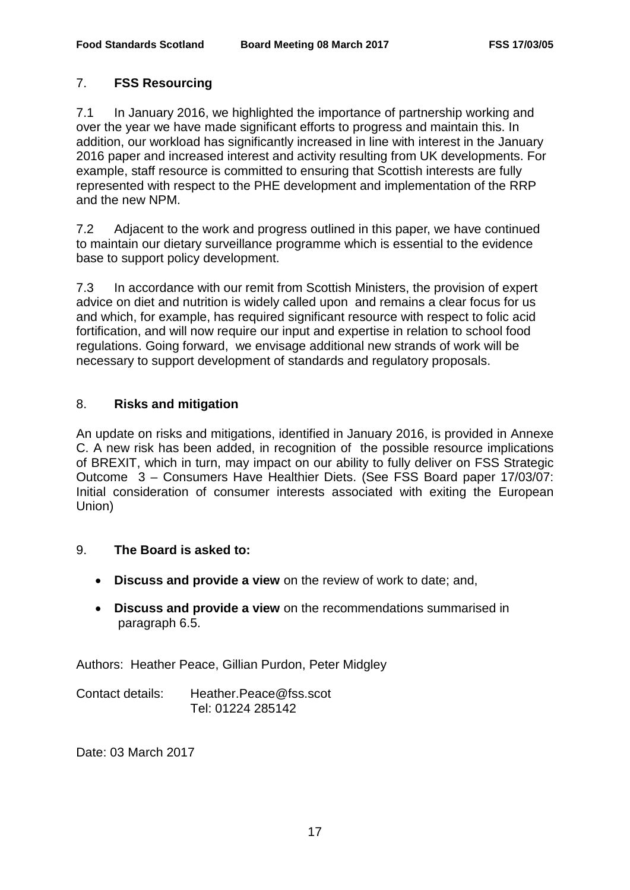## 7. **FSS Resourcing**

7.1 In January 2016, we highlighted the importance of partnership working and over the year we have made significant efforts to progress and maintain this. In addition, our workload has significantly increased in line with interest in the January 2016 paper and increased interest and activity resulting from UK developments. For example, staff resource is committed to ensuring that Scottish interests are fully represented with respect to the PHE development and implementation of the RRP and the new NPM.

7.2 Adjacent to the work and progress outlined in this paper, we have continued to maintain our dietary surveillance programme which is essential to the evidence base to support policy development.

7.3 In accordance with our remit from Scottish Ministers, the provision of expert advice on diet and nutrition is widely called upon and remains a clear focus for us and which, for example, has required significant resource with respect to folic acid fortification, and will now require our input and expertise in relation to school food regulations. Going forward, we envisage additional new strands of work will be necessary to support development of standards and regulatory proposals.

## 8. **Risks and mitigation**

An update on risks and mitigations, identified in January 2016, is provided in Annexe C. A new risk has been added, in recognition of the possible resource implications of BREXIT, which in turn, may impact on our ability to fully deliver on FSS Strategic Outcome 3 – Consumers Have Healthier Diets. (See FSS Board paper 17/03/07: Initial consideration of consumer interests associated with exiting the European Union)

## 9. **The Board is asked to:**

- **Discuss and provide a view** on the review of work to date; and,
- **Discuss and provide a view** on the recommendations summarised in paragraph 6.5.

Authors: Heather Peace, Gillian Purdon, Peter Midgley

Contact details: Heather.Peace@fss.scot
Tel: 01224 285142

Date: 03 March 2017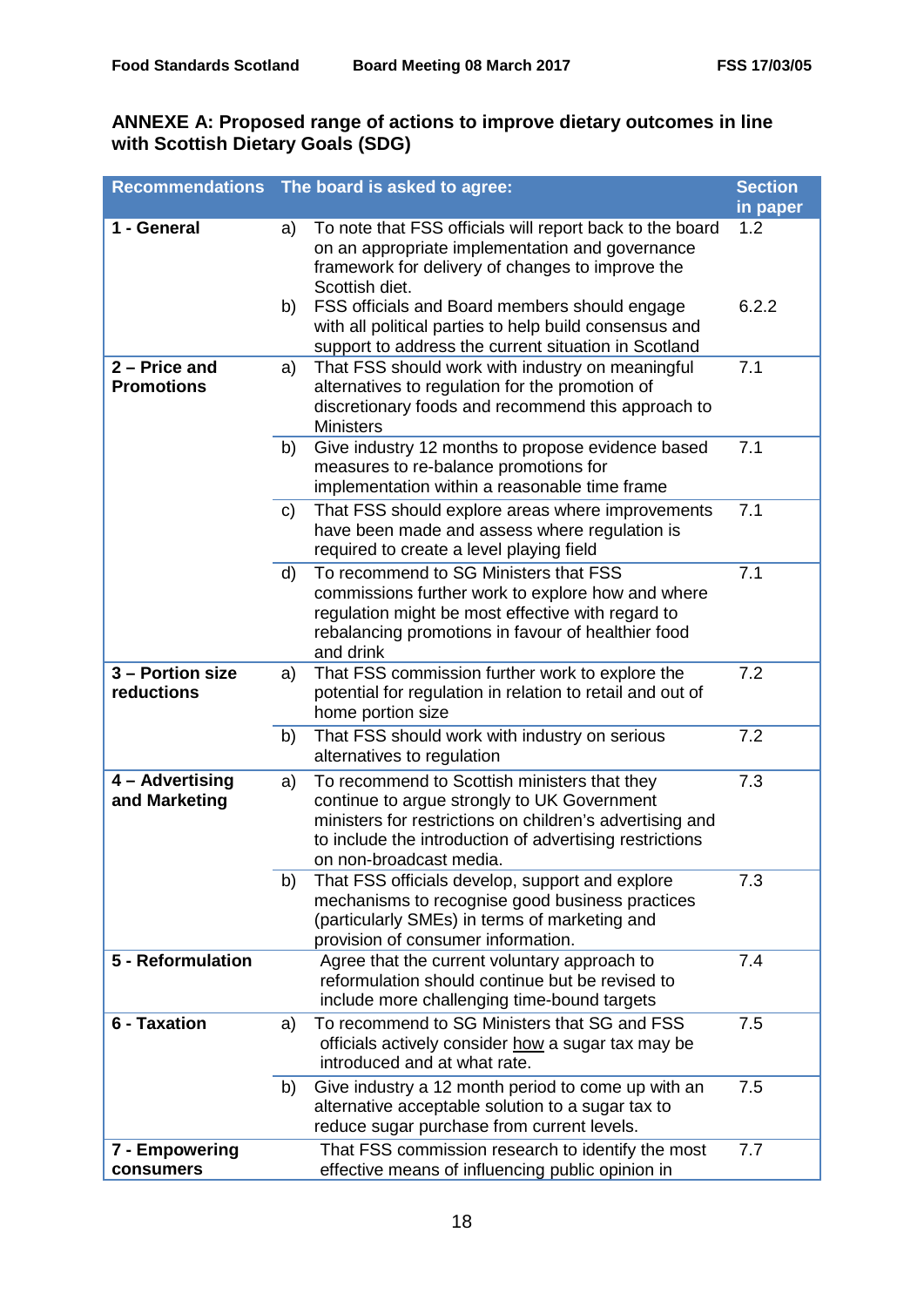## ANNEXE A: Proposed range of actions to improve dietary outcomes in line with Scottish Dietary Goals (SDG)

| Recommendations | The board is asked to agree: | | Section in paper |
|---|---|---|---|
| **1 - General** | a) | To note that FSS officials will report back to the board on an appropriate implementation and governance framework for delivery of changes to improve the Scottish diet. | 1.2 |
| | b) | FSS officials and Board members should engage with all political parties to help build consensus and support to address the current situation in Scotland | 6.2.2 |
| **2 – Price and Promotions** | a) | That FSS should work with industry on meaningful alternatives to regulation for the promotion of discretionary foods and recommend this approach to Ministers | 7.1 |
| | b) | Give industry 12 months to propose evidence based measures to re-balance promotions for implementation within a reasonable time frame | 7.1 |
| | c) | That FSS should explore areas where improvements have been made and assess where regulation is required to create a level playing field | 7.1 |
| | d) | To recommend to SG Ministers that FSS commissions further work to explore how and where regulation might be most effective with regard to rebalancing promotions in favour of healthier food and drink | 7.1 |
| **3 – Portion size reductions** | a) | That FSS commission further work to explore the potential for regulation in relation to retail and out of home portion size | 7.2 |
| | b) | That FSS should work with industry on serious alternatives to regulation | 7.2 |
| **4 – Advertising and Marketing** | a) | To recommend to Scottish ministers that they continue to argue strongly to UK Government ministers for restrictions on children's advertising and to include the introduction of advertising restrictions on non-broadcast media. | 7.3 |
| | b) | That FSS officials develop, support and explore mechanisms to recognise good business practices (particularly SMEs) in terms of marketing and provision of consumer information. | 7.3 |
| **5 - Reformulation** | | Agree that the current voluntary approach to reformulation should continue but be revised to include more challenging time-bound targets | 7.4 |
| **6 - Taxation** | a) | To recommend to SG Ministers that SG and FSS officials actively consider how a sugar tax may be introduced and at what rate. | 7.5 |
| | b) | Give industry a 12 month period to come up with an alternative acceptable solution to a sugar tax to reduce sugar purchase from current levels. | 7.5 |
| **7 - Empowering consumers** | | That FSS commission research to identify the most effective means of influencing public opinion in | 7.7 |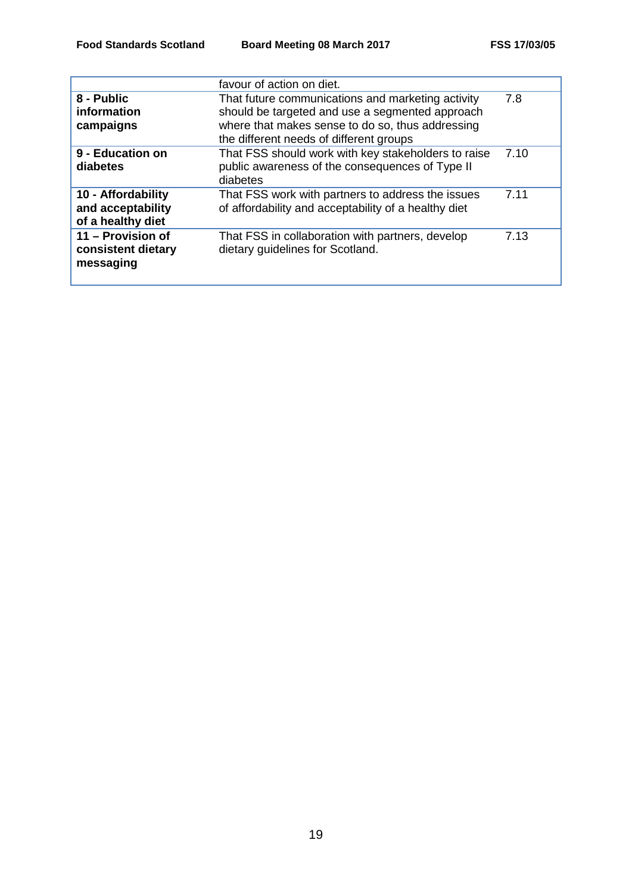| | | |
|---|---|---|
| | favour of action on diet. | |
| **8 - Public information campaigns** | That future communications and marketing activity should be targeted and use a segmented approach where that makes sense to do so, thus addressing the different needs of different groups | 7.8 |
| **9 - Education on diabetes** | That FSS should work with key stakeholders to raise public awareness of the consequences of Type II diabetes | 7.10 |
| **10 - Affordability and acceptability of a healthy diet** | That FSS work with partners to address the issues of affordability and acceptability of a healthy diet | 7.11 |
| **11 – Provision of consistent dietary messaging** | That FSS in collaboration with partners, develop dietary guidelines for Scotland. | 7.13 |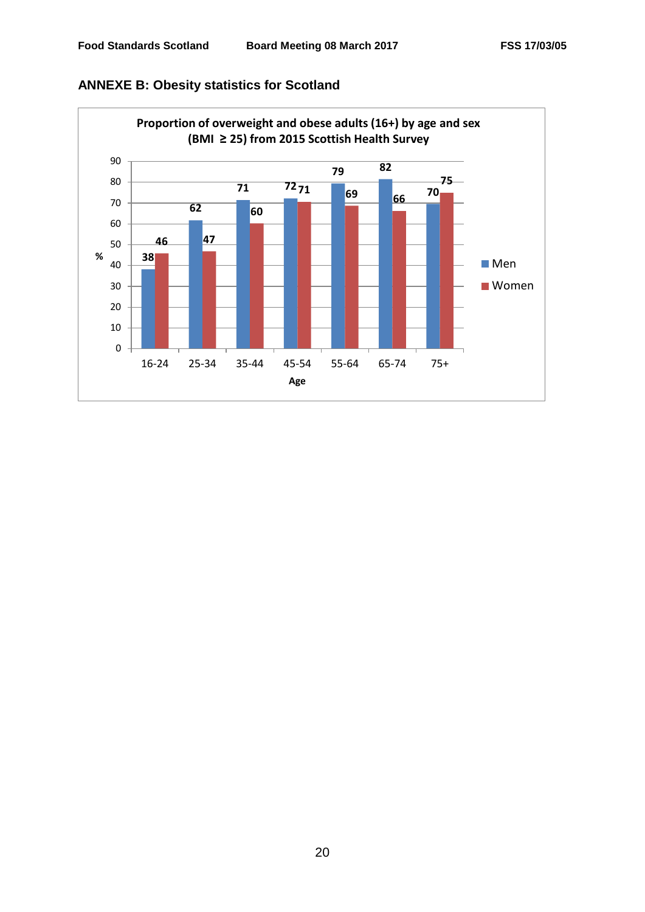## ANNEXE B: Obesity statistics for Scotland

**Proportion of overweight and obese adults (16+) by age and sex (BMI ≥ 25) from 2015 Scottish Health Survey**

| Age | Men (%) | Women (%) |
|---|---|---|
| 16-24 | 38 | 46 |
| 25-34 | 62 | 47 |
| 35-44 | 71 | 60 |
| 45-54 | 72 | 71 |
| 55-64 | 79 | 69 |
| 65-74 | 82 | 66 |
| 75+ | 70 | 75 |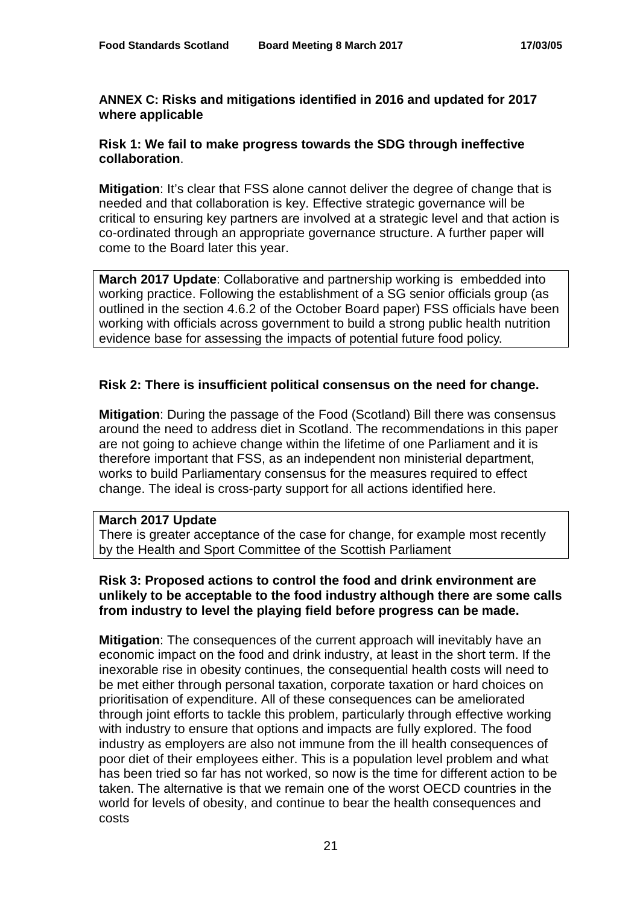**ANNEX C: Risks and mitigations identified in 2016 and updated for 2017 where applicable**

**Risk 1: We fail to make progress towards the SDG through ineffective collaboration**.

**Mitigation**: It's clear that FSS alone cannot deliver the degree of change that is needed and that collaboration is key. Effective strategic governance will be critical to ensuring key partners are involved at a strategic level and that action is co-ordinated through an appropriate governance structure. A further paper will come to the Board later this year.

**March 2017 Update**: Collaborative and partnership working is embedded into working practice. Following the establishment of a SG senior officials group (as outlined in the section 4.6.2 of the October Board paper) FSS officials have been working with officials across government to build a strong public health nutrition evidence base for assessing the impacts of potential future food policy.

**Risk 2: There is insufficient political consensus on the need for change.**

**Mitigation**: During the passage of the Food (Scotland) Bill there was consensus around the need to address diet in Scotland. The recommendations in this paper are not going to achieve change within the lifetime of one Parliament and it is therefore important that FSS, as an independent non ministerial department, works to build Parliamentary consensus for the measures required to effect change. The ideal is cross-party support for all actions identified here.

**March 2017 Update**
There is greater acceptance of the case for change, for example most recently by the Health and Sport Committee of the Scottish Parliament

**Risk 3: Proposed actions to control the food and drink environment are unlikely to be acceptable to the food industry although there are some calls from industry to level the playing field before progress can be made.**

**Mitigation**: The consequences of the current approach will inevitably have an economic impact on the food and drink industry, at least in the short term. If the inexorable rise in obesity continues, the consequential health costs will need to be met either through personal taxation, corporate taxation or hard choices on prioritisation of expenditure. All of these consequences can be ameliorated through joint efforts to tackle this problem, particularly through effective working with industry to ensure that options and impacts are fully explored. The food industry as employers are also not immune from the ill health consequences of poor diet of their employees either. This is a population level problem and what has been tried so far has not worked, so now is the time for different action to be taken. The alternative is that we remain one of the worst OECD countries in the world for levels of obesity, and continue to bear the health consequences and costs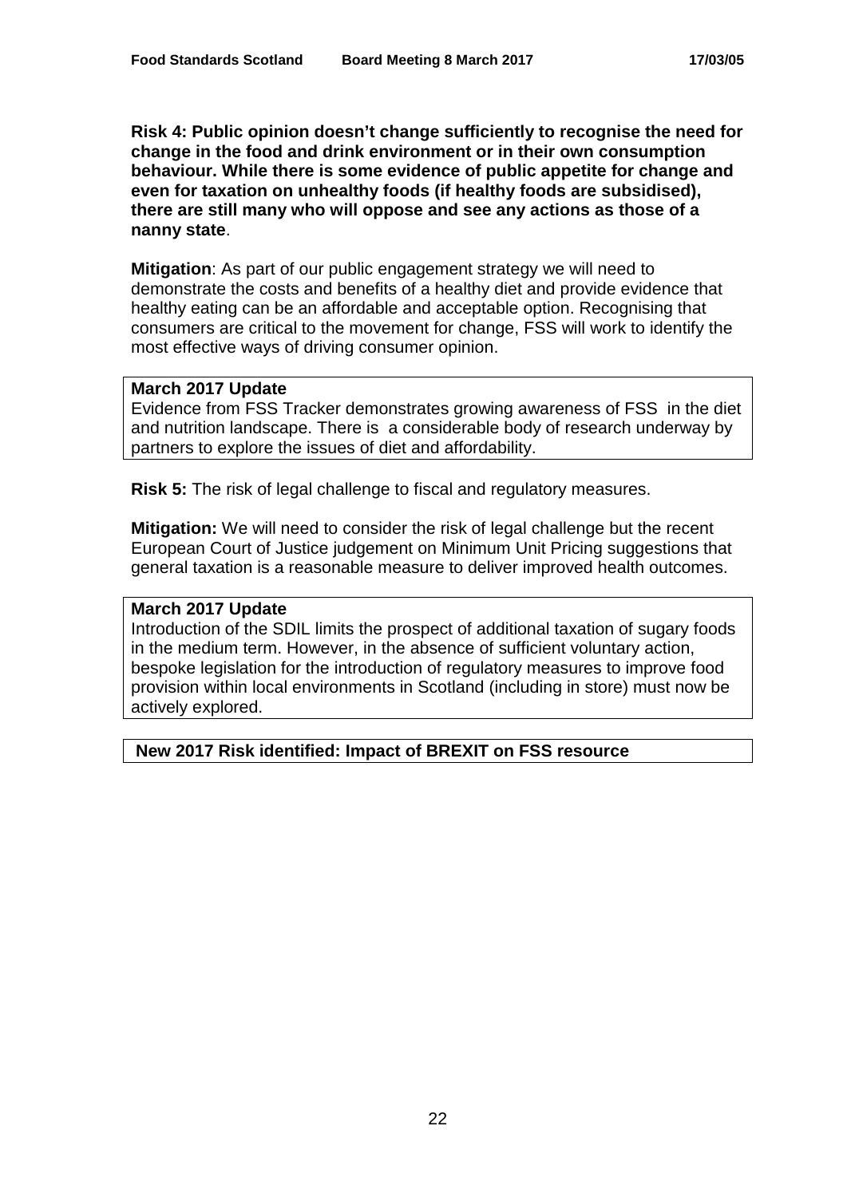**Risk 4: Public opinion doesn't change sufficiently to recognise the need for change in the food and drink environment or in their own consumption behaviour. While there is some evidence of public appetite for change and even for taxation on unhealthy foods (if healthy foods are subsidised), there are still many who will oppose and see any actions as those of a nanny state**.

**Mitigation**: As part of our public engagement strategy we will need to demonstrate the costs and benefits of a healthy diet and provide evidence that healthy eating can be an affordable and acceptable option. Recognising that consumers are critical to the movement for change, FSS will work to identify the most effective ways of driving consumer opinion.

**March 2017 Update**
Evidence from FSS Tracker demonstrates growing awareness of FSS in the diet and nutrition landscape. There is a considerable body of research underway by partners to explore the issues of diet and affordability.

**Risk 5:** The risk of legal challenge to fiscal and regulatory measures.

**Mitigation:** We will need to consider the risk of legal challenge but the recent European Court of Justice judgement on Minimum Unit Pricing suggestions that general taxation is a reasonable measure to deliver improved health outcomes.

**March 2017 Update**
Introduction of the SDIL limits the prospect of additional taxation of sugary foods in the medium term. However, in the absence of sufficient voluntary action, bespoke legislation for the introduction of regulatory measures to improve food provision within local environments in Scotland (including in store) must now be actively explored.

**New 2017 Risk identified: Impact of BREXIT on FSS resource**